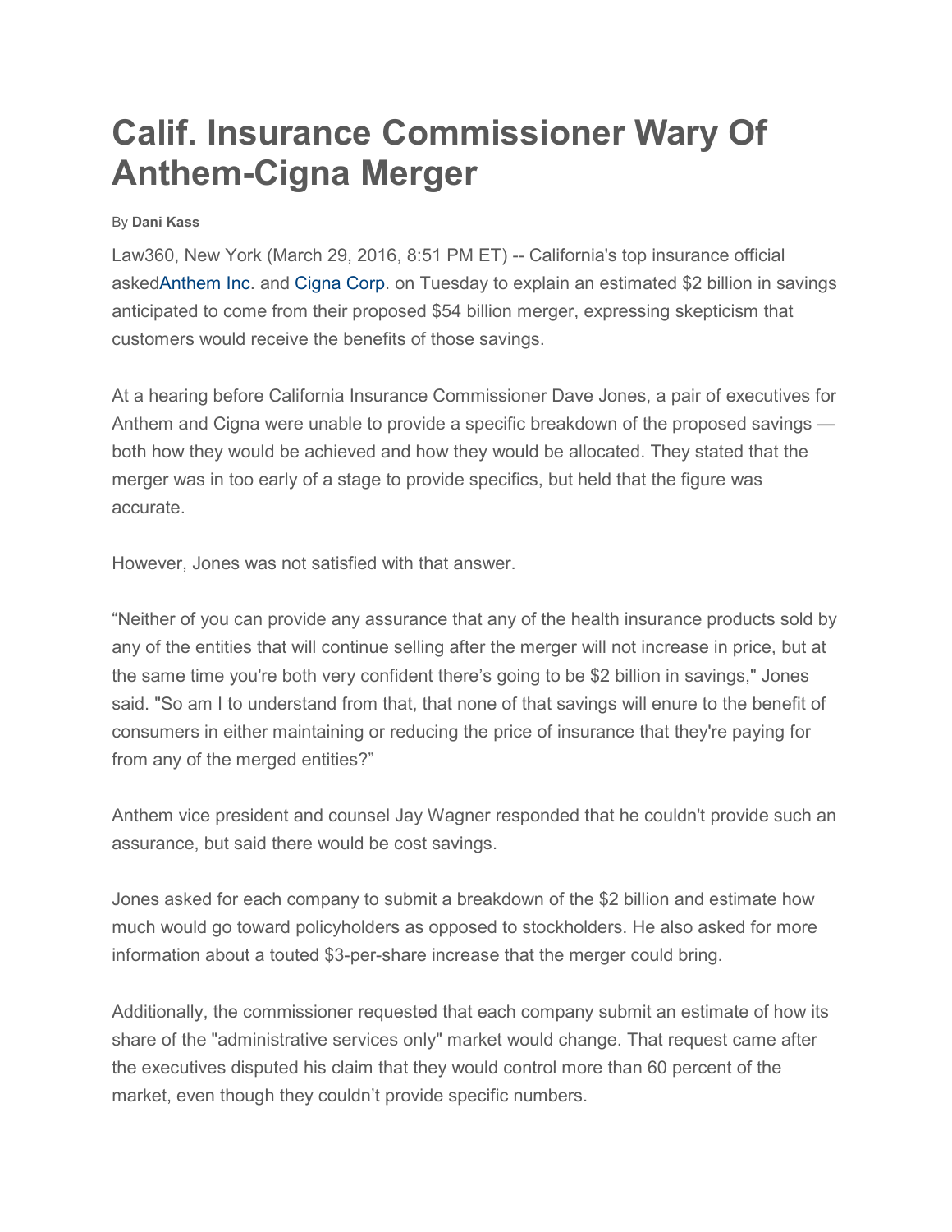# Calif. Insurance Commissioner Wary Of Anthem-Cigna Merger

By **Dani Kass**

Law360, New York (March 29, 2016, 8:51 PM ET) -- California's top insurance official askedAnthem Inc. and Cigna Corp. on Tuesday to explain an estimated $2 billion in savings anticipated to come from their proposed $54 billion merger, expressing skepticism that customers would receive the benefits of those savings.

At a hearing before California Insurance Commissioner Dave Jones, a pair of executives for Anthem and Cigna were unable to provide a specific breakdown of the proposed savings — both how they would be achieved and how they would be allocated. They stated that the merger was in too early of a stage to provide specifics, but held that the figure was accurate.

However, Jones was not satisfied with that answer.

“Neither of you can provide any assurance that any of the health insurance products sold by any of the entities that will continue selling after the merger will not increase in price, but at the same time you're both very confident there’s going to be $2 billion in savings," Jones said. "So am I to understand from that, that none of that savings will enure to the benefit of consumers in either maintaining or reducing the price of insurance that they're paying for from any of the merged entities?”

Anthem vice president and counsel Jay Wagner responded that he couldn't provide such an assurance, but said there would be cost savings.

Jones asked for each company to submit a breakdown of the $2 billion and estimate how much would go toward policyholders as opposed to stockholders. He also asked for more information about a touted $3-per-share increase that the merger could bring.

Additionally, the commissioner requested that each company submit an estimate of how its share of the "administrative services only" market would change. That request came after the executives disputed his claim that they would control more than 60 percent of the market, even though they couldn’t provide specific numbers.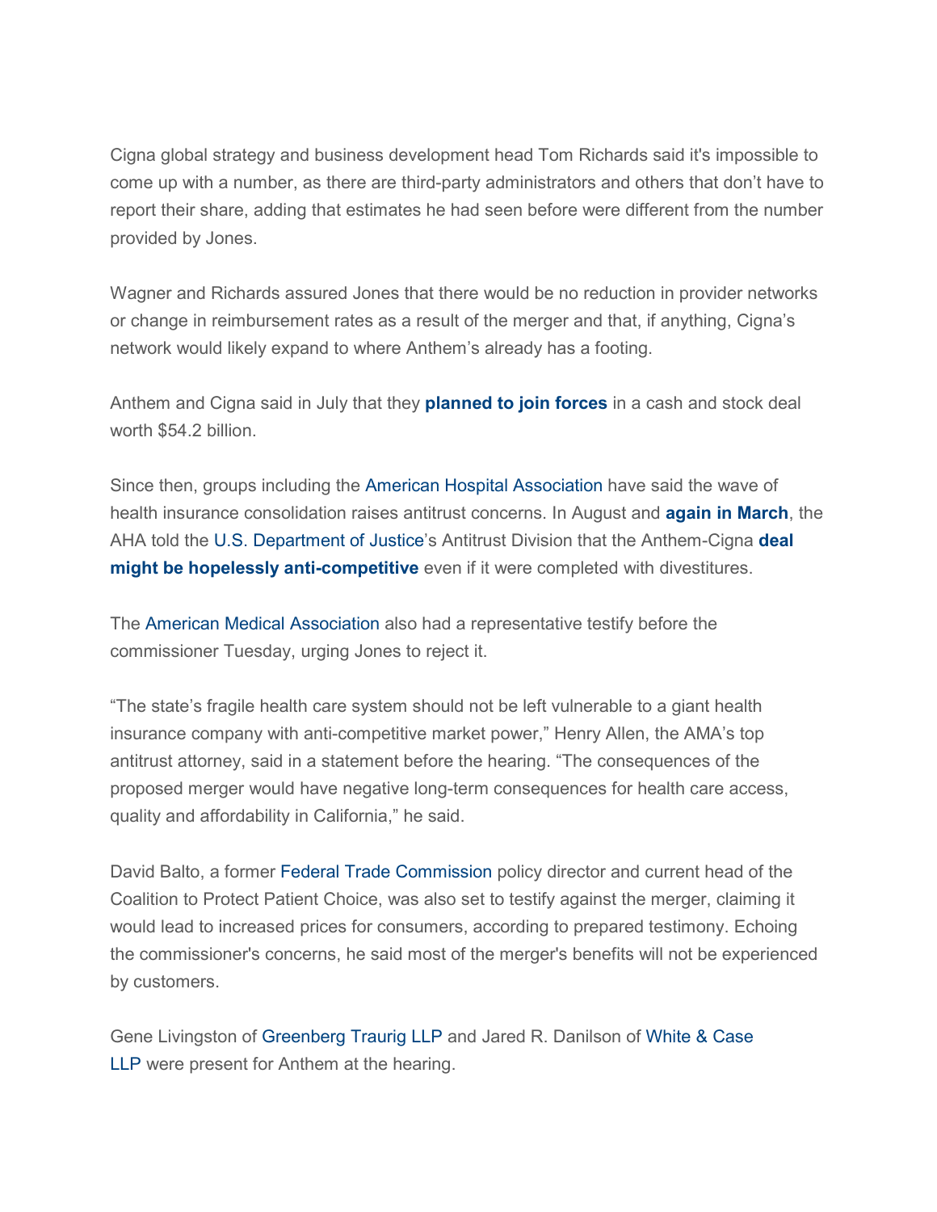Cigna global strategy and business development head Tom Richards said it's impossible to come up with a number, as there are third-party administrators and others that don't have to report their share, adding that estimates he had seen before were different from the number provided by Jones.

Wagner and Richards assured Jones that there would be no reduction in provider networks or change in reimbursement rates as a result of the merger and that, if anything, Cigna's network would likely expand to where Anthem's already has a footing.

Anthem and Cigna said in July that they **planned to join forces** in a cash and stock deal worth $54.2 billion.

Since then, groups including the American Hospital Association have said the wave of health insurance consolidation raises antitrust concerns. In August and **again in March**, the AHA told the U.S. Department of Justice's Antitrust Division that the Anthem-Cigna **deal might be hopelessly anti-competitive** even if it were completed with divestitures.

The American Medical Association also had a representative testify before the commissioner Tuesday, urging Jones to reject it.

"The state's fragile health care system should not be left vulnerable to a giant health insurance company with anti-competitive market power," Henry Allen, the AMA's top antitrust attorney, said in a statement before the hearing. "The consequences of the proposed merger would have negative long-term consequences for health care access, quality and affordability in California," he said.

David Balto, a former Federal Trade Commission policy director and current head of the Coalition to Protect Patient Choice, was also set to testify against the merger, claiming it would lead to increased prices for consumers, according to prepared testimony. Echoing the commissioner's concerns, he said most of the merger's benefits will not be experienced by customers.

Gene Livingston of Greenberg Traurig LLP and Jared R. Danilson of White & Case LLP were present for Anthem at the hearing.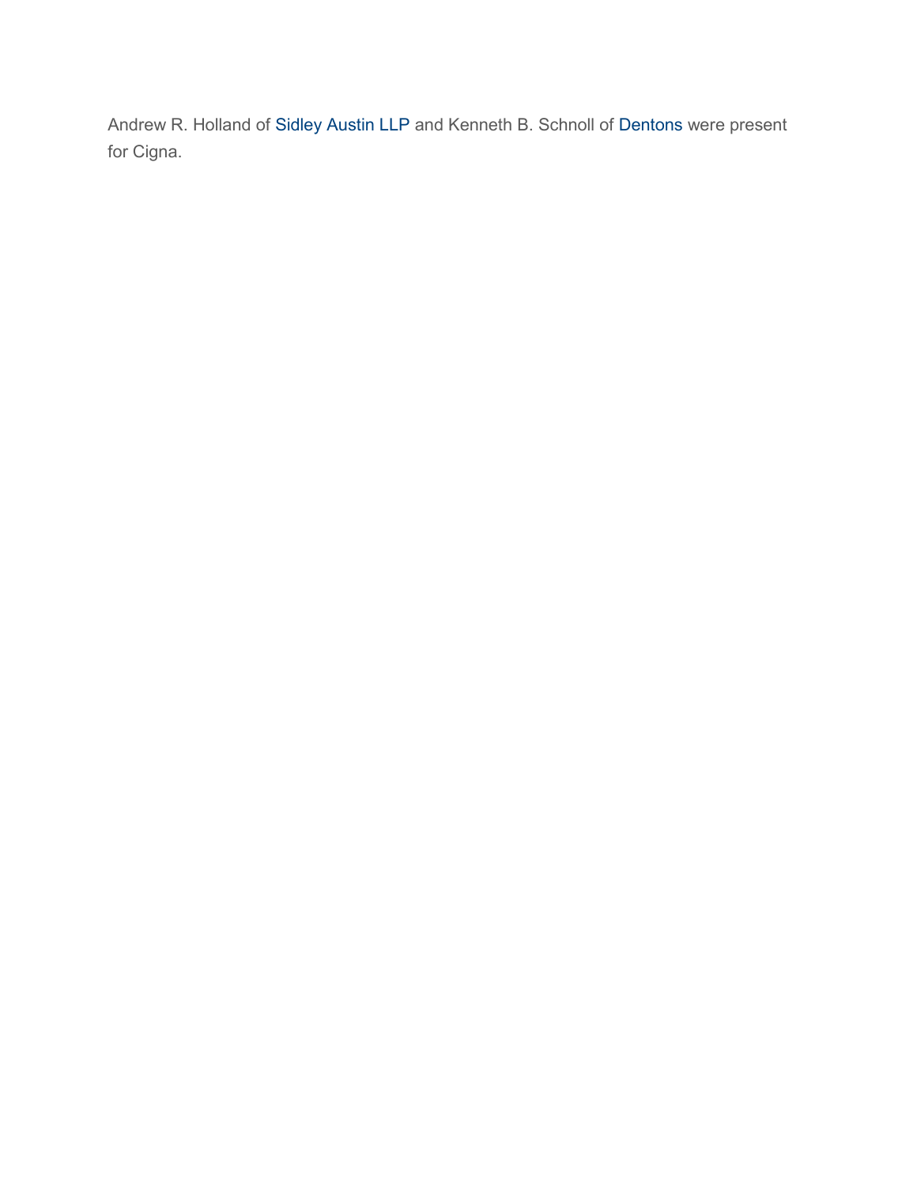Andrew R. Holland of Sidley Austin LLP and Kenneth B. Schnoll of Dentons were present for Cigna.